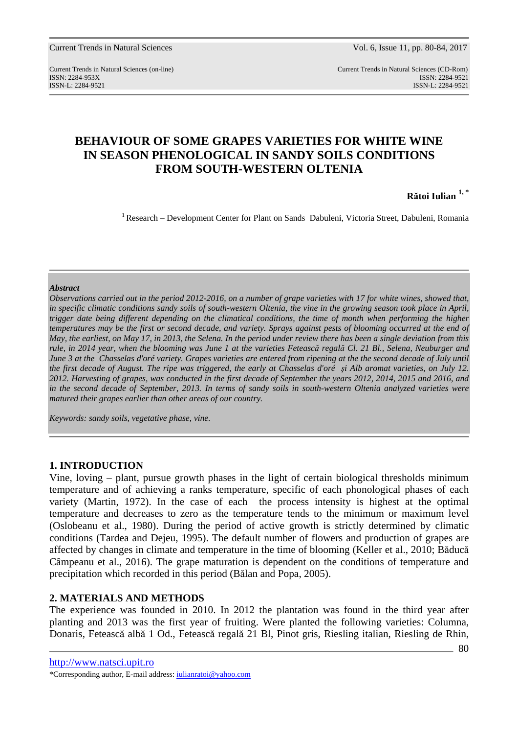# BEHAVIOUR OF SOME GRAPES VARIETIES FOR WHITE WINE IN SEASON PHENOLOGICAL IN SANDY SOILS CONDITIONS FROM SOUTH-WESTERN OLTENIA

**Rătoi Iulian** [1,*]

[1] Research – Development Center for Plant on Sands Dabuleni, Victoria Street, Dabuleni, Romania

***Abstract***

*Observations carried out in the period 2012-2016, on a number of grape varieties with 17 for white wines, showed that, in specific climatic conditions sandy soils of south-western Oltenia, the vine in the growing season took place in April, trigger date being different depending on the climatical conditions, the time of month when performing the higher temperatures may be the first or second decade, and variety. Sprays against pests of blooming occurred at the end of May, the earliest, on May 17, in 2013, the Selena. In the period under review there has been a single deviation from this rule, in 2014 year, when the blooming was June 1 at the varieties Fetească regală Cl. 21 Bl., Selena, Neuburger and June 3 at the Chasselas d'oré variety. Grapes varieties are entered from ripening at the the second decade of July until the first decade of August. The ripe was triggered, the early at Chasselas d'oré și Alb aromat varieties, on July 12. 2012. Harvesting of grapes, was conducted in the first decade of September the years 2012, 2014, 2015 and 2016, and in the second decade of September, 2013. In terms of sandy soils in south-western Oltenia analyzed varieties were matured their grapes earlier than other areas of our country.*

*Keywords: sandy soils, vegetative phase, vine.*

## 1. INTRODUCTION

Vine, loving – plant, pursue growth phases in the light of certain biological thresholds minimum temperature and of achieving a ranks temperature, specific of each phonological phases of each variety (Martin, 1972). In the case of each the process intensity is highest at the optimal temperature and decreases to zero as the temperature tends to the minimum or maximum level (Oslobeanu et al., 1980). During the period of active growth is strictly determined by climatic conditions (Tardea and Dejeu, 1995). The default number of flowers and production of grapes are affected by changes in climate and temperature in the time of blooming (Keller et al., 2010; Băducă Câmpeanu et al., 2016). The grape maturation is dependent on the conditions of temperature and precipitation which recorded in this period (Bălan and Popa, 2005).

## 2. MATERIALS AND METHODS

The experience was founded in 2010. In 2012 the plantation was found in the third year after planting and 2013 was the first year of fruiting. Were planted the following varieties: Columna, Donaris, Fetească albă 1 Od., Fetească regală 21 Bl, Pinot gris, Riesling italian, Riesling de Rhin,

http://www.natsci.upit.ro

*Corresponding author, E-mail address: iulianratoi@yahoo.com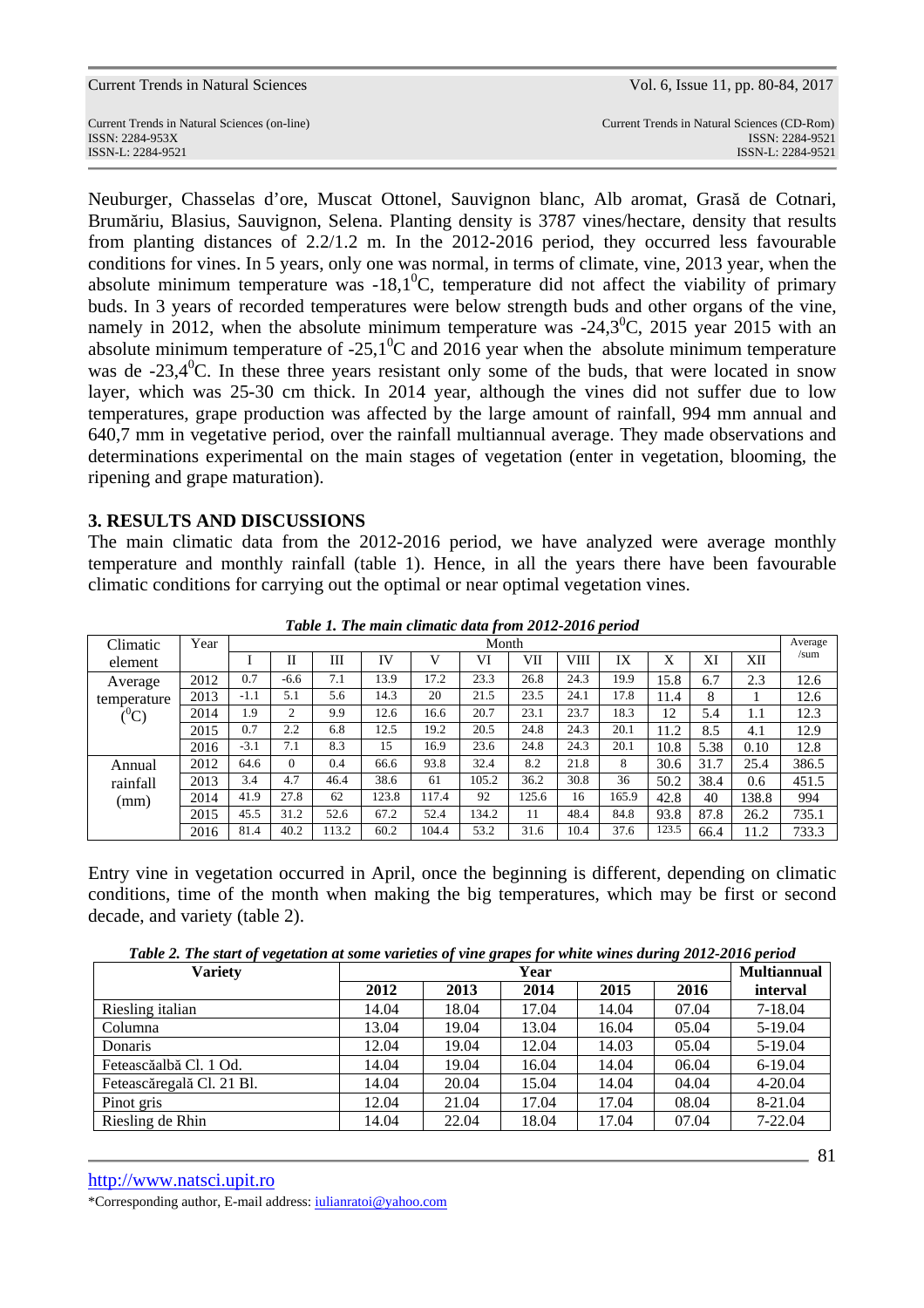Neuburger, Chasselas d'ore, Muscat Ottonel, Sauvignon blanc, Alb aromat, Grasă de Cotnari, Brumăriu, Blasius, Sauvignon, Selena. Planting density is 3787 vines/hectare, density that results from planting distances of 2.2/1.2 m. In the 2012-2016 period, they occurred less favourable conditions for vines. In 5 years, only one was normal, in terms of climate, vine, 2013 year, when the absolute minimum temperature was -18,1$^0$C, temperature did not affect the viability of primary buds. In 3 years of recorded temperatures were below strength buds and other organs of the vine, namely in 2012, when the absolute minimum temperature was -24,3$^0$C, 2015 year 2015 with an absolute minimum temperature of -25,1$^0$C and 2016 year when the absolute minimum temperature was de -23,4$^0$C. In these three years resistant only some of the buds, that were located in snow layer, which was 25-30 cm thick. In 2014 year, although the vines did not suffer due to low temperatures, grape production was affected by the large amount of rainfall, 994 mm annual and 640,7 mm in vegetative period, over the rainfall multiannual average. They made observations and determinations experimental on the main stages of vegetation (enter in vegetation, blooming, the ripening and grape maturation).

## 3. RESULTS AND DISCUSSIONS

The main climatic data from the 2012-2016 period, we have analyzed were average monthly temperature and monthly rainfall (table 1). Hence, in all the years there have been favourable climatic conditions for carrying out the optimal or near optimal vegetation vines.

***Table 1. The main climatic data from 2012-2016 period***

| Climatic element | Year | Month | | | | | | | | | | | | Average /sum |
|---|---|---|---|---|---|---|---|---|---|---|---|---|---|---|
| | | I | II | III | IV | V | VI | VII | VIII | IX | X | XI | XII | |
| Average temperature ($^0$C) | 2012 | 0.7 | -6.6 | 7.1 | 13.9 | 17.2 | 23.3 | 26.8 | 24.3 | 19.9 | 15.8 | 6.7 | 2.3 | 12.6 |
| | 2013 | -1.1 | 5.1 | 5.6 | 14.3 | 20 | 21.5 | 23.5 | 24.1 | 17.8 | 11.4 | 8 | 1 | 12.6 |
| | 2014 | 1.9 | 2 | 9.9 | 12.6 | 16.6 | 20.7 | 23.1 | 23.7 | 18.3 | 12 | 5.4 | 1.1 | 12.3 |
| | 2015 | 0.7 | 2.2 | 6.8 | 12.5 | 19.2 | 20.5 | 24.8 | 24.3 | 20.1 | 11.2 | 8.5 | 4.1 | 12.9 |
| | 2016 | -3.1 | 7.1 | 8.3 | 15 | 16.9 | 23.6 | 24.8 | 24.3 | 20.1 | 10.8 | 5.38 | 0.10 | 12.8 |
| Annual rainfall (mm) | 2012 | 64.6 | 0 | 0.4 | 66.6 | 93.8 | 32.4 | 8.2 | 21.8 | 8 | 30.6 | 31.7 | 25.4 | 386.5 |
| | 2013 | 3.4 | 4.7 | 46.4 | 38.6 | 61 | 105.2 | 36.2 | 30.8 | 36 | 50.2 | 38.4 | 0.6 | 451.5 |
| | 2014 | 41.9 | 27.8 | 62 | 123.8 | 117.4 | 92 | 125.6 | 16 | 165.9 | 42.8 | 40 | 138.8 | 994 |
| | 2015 | 45.5 | 31.2 | 52.6 | 67.2 | 52.4 | 134.2 | 11 | 48.4 | 84.8 | 93.8 | 87.8 | 26.2 | 735.1 |
| | 2016 | 81.4 | 40.2 | 113.2 | 60.2 | 104.4 | 53.2 | 31.6 | 10.4 | 37.6 | 123.5 | 66.4 | 11.2 | 733.3 |

Entry vine in vegetation occurred in April, once the beginning is different, depending on climatic conditions, time of the month when making the big temperatures, which may be first or second decade, and variety (table 2).

***Table 2. The start of vegetation at some varieties of vine grapes for white wines during 2012-2016 period***

| **Variety** | **Year** | | | | | **Multiannual** |
|---|---|---|---|---|---|---|
| | **2012** | **2013** | **2014** | **2015** | **2016** | **interval** |
| Riesling italian | 14.04 | 18.04 | 17.04 | 14.04 | 07.04 | 7-18.04 |
| Columna | 13.04 | 19.04 | 13.04 | 16.04 | 05.04 | 5-19.04 |
| Donaris | 12.04 | 19.04 | 12.04 | 14.03 | 05.04 | 5-19.04 |
| Feteascăalbă Cl. 1 Od. | 14.04 | 19.04 | 16.04 | 14.04 | 06.04 | 6-19.04 |
| Feteascăregală Cl. 21 Bl. | 14.04 | 20.04 | 15.04 | 14.04 | 04.04 | 4-20.04 |
| Pinot gris | 12.04 | 21.04 | 17.04 | 17.04 | 08.04 | 8-21.04 |
| Riesling de Rhin | 14.04 | 22.04 | 18.04 | 17.04 | 07.04 | 7-22.04 |

http://www.natsci.upit.ro

*Corresponding author, E-mail address: iulianratoi@yahoo.com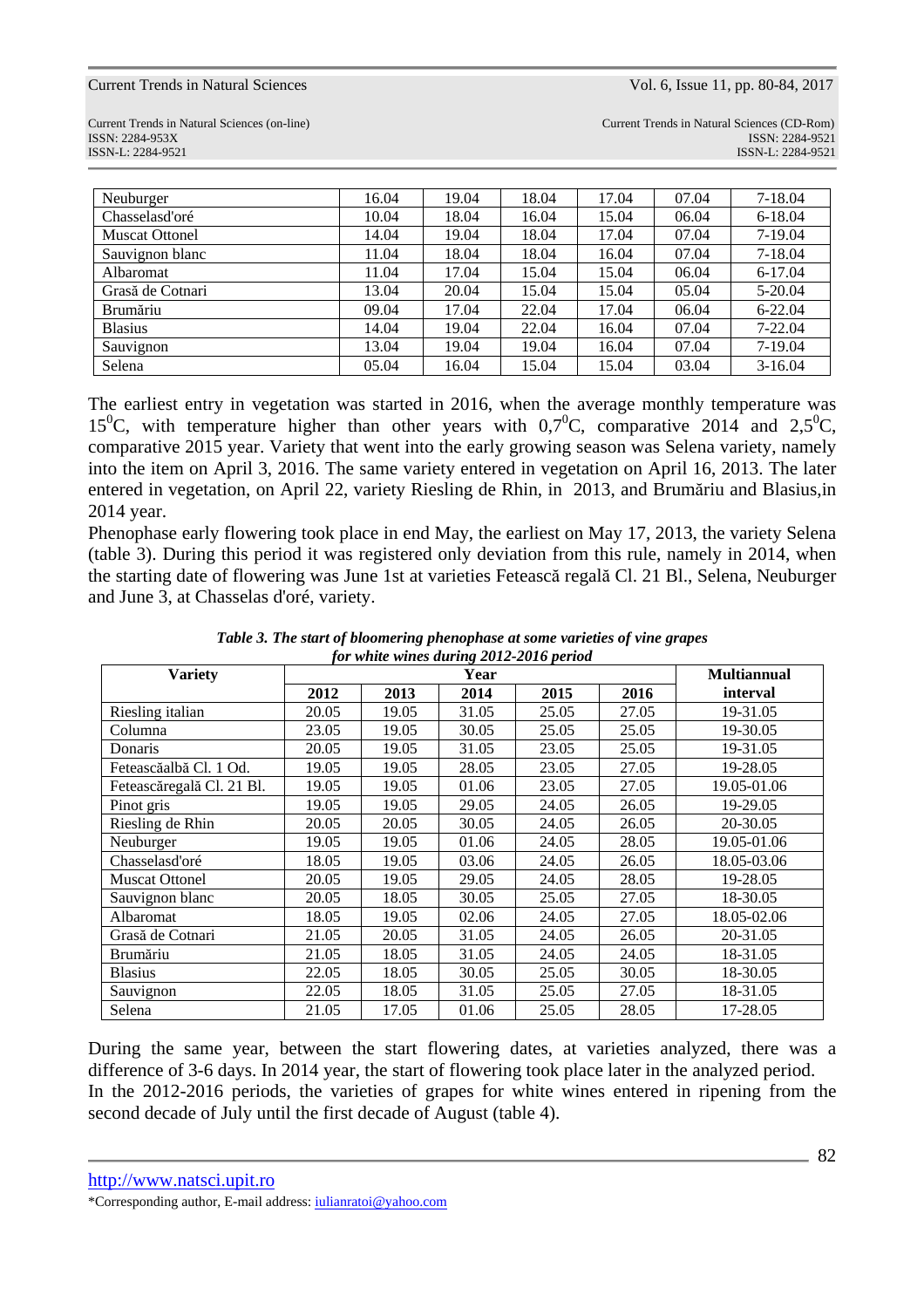| Neuburger | 16.04 | 19.04 | 18.04 | 17.04 | 07.04 | 7-18.04 |
|---|---|---|---|---|---|---|
| Chasselasd'oré | 10.04 | 18.04 | 16.04 | 15.04 | 06.04 | 6-18.04 |
| Muscat Ottonel | 14.04 | 19.04 | 18.04 | 17.04 | 07.04 | 7-19.04 |
| Sauvignon blanc | 11.04 | 18.04 | 18.04 | 16.04 | 07.04 | 7-18.04 |
| Albaromat | 11.04 | 17.04 | 15.04 | 15.04 | 06.04 | 6-17.04 |
| Grasă de Cotnari | 13.04 | 20.04 | 15.04 | 15.04 | 05.04 | 5-20.04 |
| Brumăriu | 09.04 | 17.04 | 22.04 | 17.04 | 06.04 | 6-22.04 |
| Blasius | 14.04 | 19.04 | 22.04 | 16.04 | 07.04 | 7-22.04 |
| Sauvignon | 13.04 | 19.04 | 19.04 | 16.04 | 07.04 | 7-19.04 |
| Selena | 05.04 | 16.04 | 15.04 | 15.04 | 03.04 | 3-16.04 |

The earliest entry in vegetation was started in 2016, when the average monthly temperature was $15^0$C, with temperature higher than other years with $0{,}7^0$C, comparative 2014 and $2{,}5^0$C, comparative 2015 year. Variety that went into the early growing season was Selena variety, namely into the item on April 3, 2016. The same variety entered in vegetation on April 16, 2013. The later entered in vegetation, on April 22, variety Riesling de Rhin, in 2013, and Brumăriu and Blasius,in 2014 year.

Phenophase early flowering took place in end May, the earliest on May 17, 2013, the variety Selena (table 3). During this period it was registered only deviation from this rule, namely in 2014, when the starting date of flowering was June 1st at varieties Fetească regală Cl. 21 Bl., Selena, Neuburger and June 3, at Chasselas d'oré, variety.

***Table 3. The start of bloomering phenophase at some varieties of vine grapes for white wines during 2012-2016 period***

| Variety | Year | | | | | Multiannual interval |
|---|---|---|---|---|---|---|
| | 2012 | 2013 | 2014 | 2015 | 2016 | |
| Riesling italian | 20.05 | 19.05 | 31.05 | 25.05 | 27.05 | 19-31.05 |
| Columna | 23.05 | 19.05 | 30.05 | 25.05 | 25.05 | 19-30.05 |
| Donaris | 20.05 | 19.05 | 31.05 | 23.05 | 25.05 | 19-31.05 |
| Feteascăalbă Cl. 1 Od. | 19.05 | 19.05 | 28.05 | 23.05 | 27.05 | 19-28.05 |
| Feteascăregală Cl. 21 Bl. | 19.05 | 19.05 | 01.06 | 23.05 | 27.05 | 19.05-01.06 |
| Pinot gris | 19.05 | 19.05 | 29.05 | 24.05 | 26.05 | 19-29.05 |
| Riesling de Rhin | 20.05 | 20.05 | 30.05 | 24.05 | 26.05 | 20-30.05 |
| Neuburger | 19.05 | 19.05 | 01.06 | 24.05 | 28.05 | 19.05-01.06 |
| Chasselasd'oré | 18.05 | 19.05 | 03.06 | 24.05 | 26.05 | 18.05-03.06 |
| Muscat Ottonel | 20.05 | 19.05 | 29.05 | 24.05 | 28.05 | 19-28.05 |
| Sauvignon blanc | 20.05 | 18.05 | 30.05 | 25.05 | 27.05 | 18-30.05 |
| Albaromat | 18.05 | 19.05 | 02.06 | 24.05 | 27.05 | 18.05-02.06 |
| Grasă de Cotnari | 21.05 | 20.05 | 31.05 | 24.05 | 26.05 | 20-31.05 |
| Brumăriu | 21.05 | 18.05 | 31.05 | 24.05 | 24.05 | 18-31.05 |
| Blasius | 22.05 | 18.05 | 30.05 | 25.05 | 30.05 | 18-30.05 |
| Sauvignon | 22.05 | 18.05 | 31.05 | 25.05 | 27.05 | 18-31.05 |
| Selena | 21.05 | 17.05 | 01.06 | 25.05 | 28.05 | 17-28.05 |

During the same year, between the start flowering dates, at varieties analyzed, there was a difference of 3-6 days. In 2014 year, the start of flowering took place later in the analyzed period.

In the 2012-2016 periods, the varieties of grapes for white wines entered in ripening from the second decade of July until the first decade of August (table 4).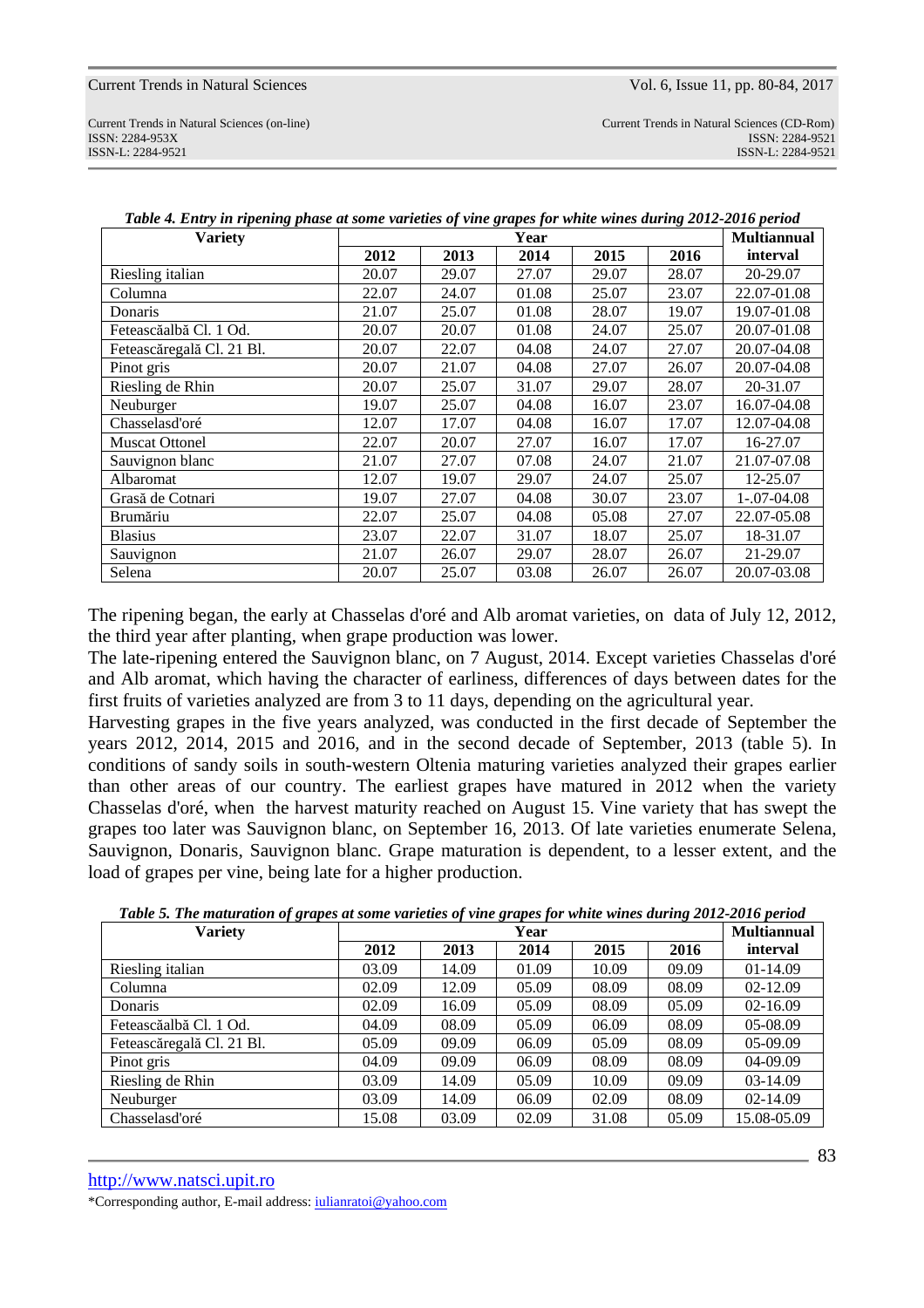*Table 4. Entry in ripening phase at some varieties of vine grapes for white wines during 2012-2016 period*

| Variety | Year | | | | | Multiannual interval |
|---|---|---|---|---|---|---|
| | 2012 | 2013 | 2014 | 2015 | 2016 | |
| Riesling italian | 20.07 | 29.07 | 27.07 | 29.07 | 28.07 | 20-29.07 |
| Columna | 22.07 | 24.07 | 01.08 | 25.07 | 23.07 | 22.07-01.08 |
| Donaris | 21.07 | 25.07 | 01.08 | 28.07 | 19.07 | 19.07-01.08 |
| Feteascăalbă Cl. 1 Od. | 20.07 | 20.07 | 01.08 | 24.07 | 25.07 | 20.07-01.08 |
| Feteascăregală Cl. 21 Bl. | 20.07 | 22.07 | 04.08 | 24.07 | 27.07 | 20.07-04.08 |
| Pinot gris | 20.07 | 21.07 | 04.08 | 27.07 | 26.07 | 20.07-04.08 |
| Riesling de Rhin | 20.07 | 25.07 | 31.07 | 29.07 | 28.07 | 20-31.07 |
| Neuburger | 19.07 | 25.07 | 04.08 | 16.07 | 23.07 | 16.07-04.08 |
| Chasselasd'oré | 12.07 | 17.07 | 04.08 | 16.07 | 17.07 | 12.07-04.08 |
| Muscat Ottonel | 22.07 | 20.07 | 27.07 | 16.07 | 17.07 | 16-27.07 |
| Sauvignon blanc | 21.07 | 27.07 | 07.08 | 24.07 | 21.07 | 21.07-07.08 |
| Albaromat | 12.07 | 19.07 | 29.07 | 24.07 | 25.07 | 12-25.07 |
| Grasă de Cotnari | 19.07 | 27.07 | 04.08 | 30.07 | 23.07 | 1-.07-04.08 |
| Brumăriu | 22.07 | 25.07 | 04.08 | 05.08 | 27.07 | 22.07-05.08 |
| Blasius | 23.07 | 22.07 | 31.07 | 18.07 | 25.07 | 18-31.07 |
| Sauvignon | 21.07 | 26.07 | 29.07 | 28.07 | 26.07 | 21-29.07 |
| Selena | 20.07 | 25.07 | 03.08 | 26.07 | 26.07 | 20.07-03.08 |

The ripening began, the early at Chasselas d'oré and Alb aromat varieties, on data of July 12, 2012, the third year after planting, when grape production was lower.
The late-ripening entered the Sauvignon blanc, on 7 August, 2014. Except varieties Chasselas d'oré and Alb aromat, which having the character of earliness, differences of days between dates for the first fruits of varieties analyzed are from 3 to 11 days, depending on the agricultural year.
Harvesting grapes in the five years analyzed, was conducted in the first decade of September the years 2012, 2014, 2015 and 2016, and in the second decade of September, 2013 (table 5). In conditions of sandy soils in south-western Oltenia maturing varieties analyzed their grapes earlier than other areas of our country. The earliest grapes have matured in 2012 when the variety Chasselas d'oré, when the harvest maturity reached on August 15. Vine variety that has swept the grapes too later was Sauvignon blanc, on September 16, 2013. Of late varieties enumerate Selena, Sauvignon, Donaris, Sauvignon blanc. Grape maturation is dependent, to a lesser extent, and the load of grapes per vine, being late for a higher production.

*Table 5. The maturation of grapes at some varieties of vine grapes for white wines during 2012-2016 period*

| Variety | Year | | | | | Multiannual interval |
|---|---|---|---|---|---|---|
| | 2012 | 2013 | 2014 | 2015 | 2016 | |
| Riesling italian | 03.09 | 14.09 | 01.09 | 10.09 | 09.09 | 01-14.09 |
| Columna | 02.09 | 12.09 | 05.09 | 08.09 | 08.09 | 02-12.09 |
| Donaris | 02.09 | 16.09 | 05.09 | 08.09 | 05.09 | 02-16.09 |
| Feteascăalbă Cl. 1 Od. | 04.09 | 08.09 | 05.09 | 06.09 | 08.09 | 05-08.09 |
| Feteascăregală Cl. 21 Bl. | 05.09 | 09.09 | 06.09 | 05.09 | 08.09 | 05-09.09 |
| Pinot gris | 04.09 | 09.09 | 06.09 | 08.09 | 08.09 | 04-09.09 |
| Riesling de Rhin | 03.09 | 14.09 | 05.09 | 10.09 | 09.09 | 03-14.09 |
| Neuburger | 03.09 | 14.09 | 06.09 | 02.09 | 08.09 | 02-14.09 |
| Chasselasd'oré | 15.08 | 03.09 | 02.09 | 31.08 | 05.09 | 15.08-05.09 |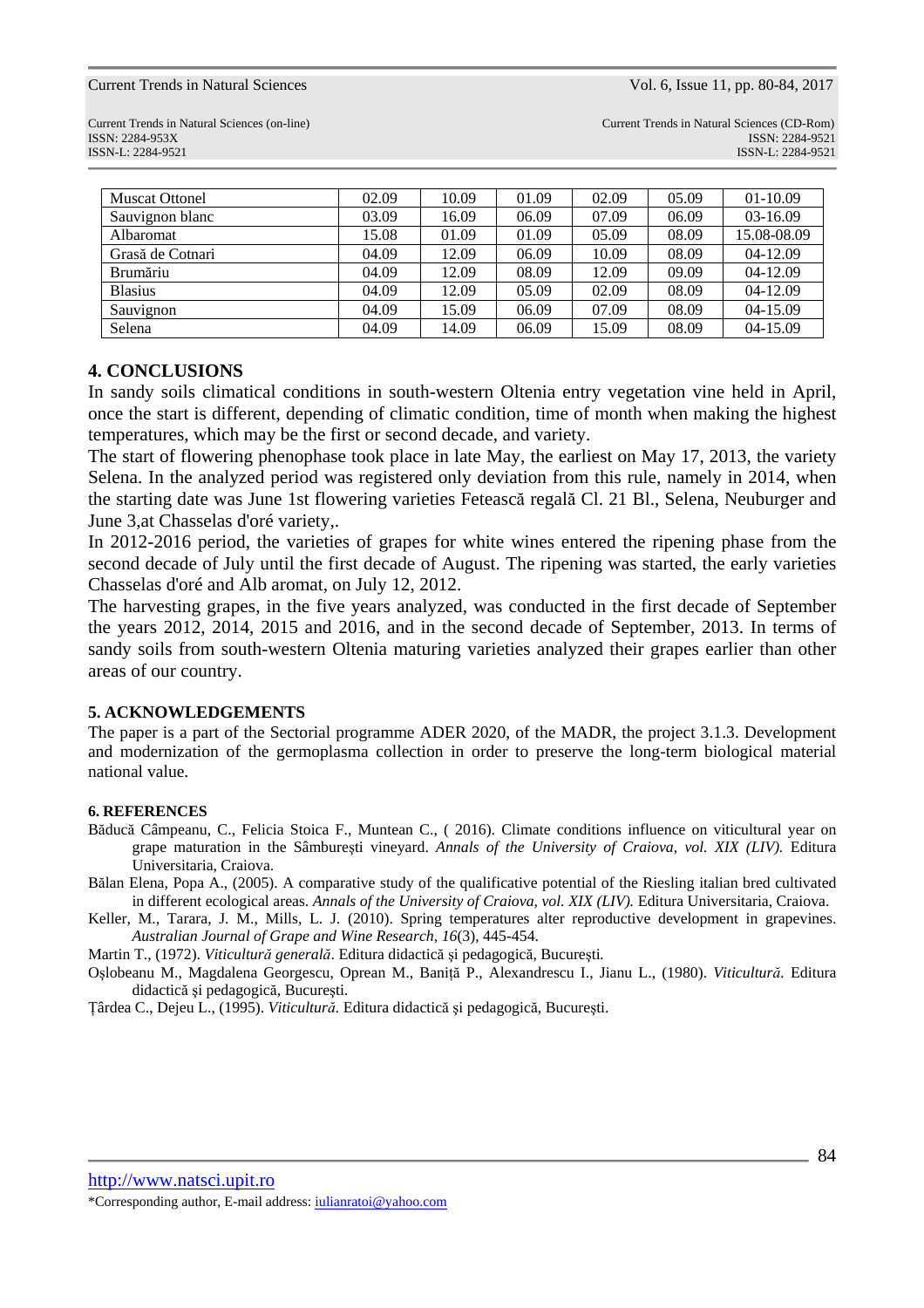| | | | | | | |
|---|---|---|---|---|---|---|
| Muscat Ottonel | 02.09 | 10.09 | 01.09 | 02.09 | 05.09 | 01-10.09 |
| Sauvignon blanc | 03.09 | 16.09 | 06.09 | 07.09 | 06.09 | 03-16.09 |
| Albaromat | 15.08 | 01.09 | 01.09 | 05.09 | 08.09 | 15.08-08.09 |
| Grasă de Cotnari | 04.09 | 12.09 | 06.09 | 10.09 | 08.09 | 04-12.09 |
| Brumăriu | 04.09 | 12.09 | 08.09 | 12.09 | 09.09 | 04-12.09 |
| Blasius | 04.09 | 12.09 | 05.09 | 02.09 | 08.09 | 04-12.09 |
| Sauvignon | 04.09 | 15.09 | 06.09 | 07.09 | 08.09 | 04-15.09 |
| Selena | 04.09 | 14.09 | 06.09 | 15.09 | 08.09 | 04-15.09 |

## 4. CONCLUSIONS

In sandy soils climatical conditions in south-western Oltenia entry vegetation vine held in April, once the start is different, depending of climatic condition, time of month when making the highest temperatures, which may be the first or second decade, and variety.

The start of flowering phenophase took place in late May, the earliest on May 17, 2013, the variety Selena. In the analyzed period was registered only deviation from this rule, namely in 2014, when the starting date was June 1st flowering varieties Fetească regală Cl. 21 Bl., Selena, Neuburger and June 3,at Chasselas d'oré variety,.

In 2012-2016 period, the varieties of grapes for white wines entered the ripening phase from the second decade of July until the first decade of August. The ripening was started, the early varieties Chasselas d'oré and Alb aromat, on July 12, 2012.

The harvesting grapes, in the five years analyzed, was conducted in the first decade of September the years 2012, 2014, 2015 and 2016, and in the second decade of September, 2013. In terms of sandy soils from south-western Oltenia maturing varieties analyzed their grapes earlier than other areas of our country.

## 5. ACKNOWLEDGEMENTS

The paper is a part of the Sectorial programme ADER 2020, of the MADR, the project 3.1.3. Development and modernization of the germoplasma collection in order to preserve the long-term biological material national value.

## 6. REFERENCES

Băducă Câmpeanu, C., Felicia Stoica F., Muntean C., ( 2016). Climate conditions influence on viticultural year on grape maturation in the Sâmbureşti vineyard. *Annals of the University of Craiova, vol. XIX (LIV).* Editura Universitaria, Craiova.

Bălan Elena, Popa A., (2005). A comparative study of the qualificative potential of the Riesling italian bred cultivated in different ecological areas. *Annals of the University of Craiova, vol. XIX (LIV).* Editura Universitaria, Craiova.

Keller, M., Tarara, J. M., Mills, L. J. (2010). Spring temperatures alter reproductive development in grapevines. *Australian Journal of Grape and Wine Research, 16*(3), 445-454.

Martin T., (1972). *Viticultură generală*. Editura didactică şi pedagogică, Bucureşti.

Oşlobeanu M., Magdalena Georgescu, Oprean M., Baniţă P., Alexandrescu I., Jianu L., (1980). *Viticultură.* Editura didactică şi pedagogică, Bucureşti.

Ţârdea C., Dejeu L., (1995). *Viticultură.* Editura didactică şi pedagogică, Bucureşti.

http://www.natsci.upit.ro

*Corresponding author, E-mail address: iulianratoi@yahoo.com